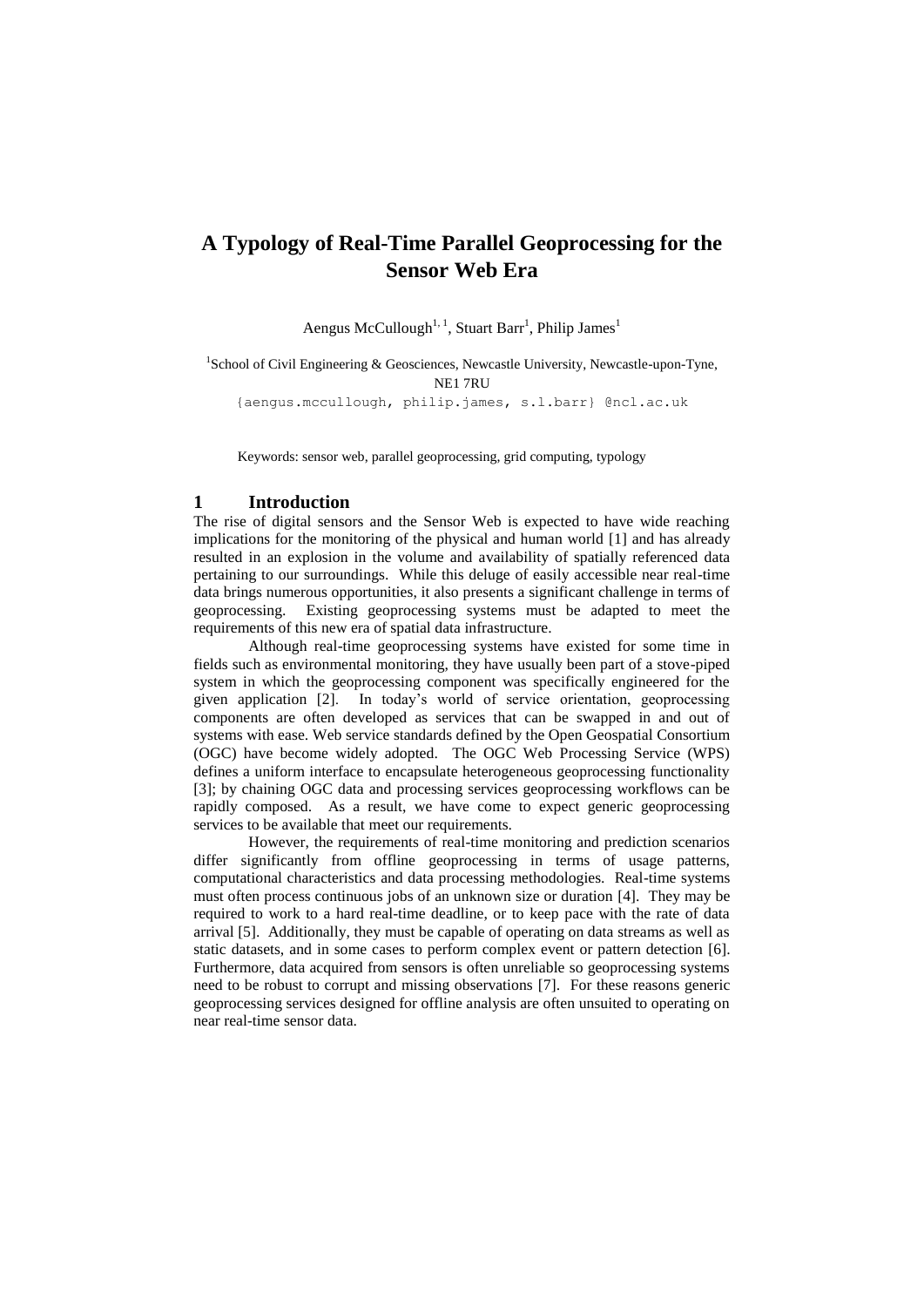# A Typology of Real-Time Parallel Geoprocessing for the Sensor Web Era

Aengus McCullough[1, 1], Stuart Barr[1], Philip James[1]

[1]School of Civil Engineering & Geosciences, Newcastle University, Newcastle-upon-Tyne, NE1 7RU

{aengus.mccullough, philip.james, s.l.barr} @ncl.ac.uk

Keywords: sensor web, parallel geoprocessing, grid computing, typology

## 1 Introduction

The rise of digital sensors and the Sensor Web is expected to have wide reaching implications for the monitoring of the physical and human world [1] and has already resulted in an explosion in the volume and availability of spatially referenced data pertaining to our surroundings. While this deluge of easily accessible near real-time data brings numerous opportunities, it also presents a significant challenge in terms of geoprocessing. Existing geoprocessing systems must be adapted to meet the requirements of this new era of spatial data infrastructure.

Although real-time geoprocessing systems have existed for some time in fields such as environmental monitoring, they have usually been part of a stove-piped system in which the geoprocessing component was specifically engineered for the given application [2]. In today's world of service orientation, geoprocessing components are often developed as services that can be swapped in and out of systems with ease. Web service standards defined by the Open Geospatial Consortium (OGC) have become widely adopted. The OGC Web Processing Service (WPS) defines a uniform interface to encapsulate heterogeneous geoprocessing functionality [3]; by chaining OGC data and processing services geoprocessing workflows can be rapidly composed. As a result, we have come to expect generic geoprocessing services to be available that meet our requirements.

However, the requirements of real-time monitoring and prediction scenarios differ significantly from offline geoprocessing in terms of usage patterns, computational characteristics and data processing methodologies. Real-time systems must often process continuous jobs of an unknown size or duration [4]. They may be required to work to a hard real-time deadline, or to keep pace with the rate of data arrival [5]. Additionally, they must be capable of operating on data streams as well as static datasets, and in some cases to perform complex event or pattern detection [6]. Furthermore, data acquired from sensors is often unreliable so geoprocessing systems need to be robust to corrupt and missing observations [7]. For these reasons generic geoprocessing services designed for offline analysis are often unsuited to operating on near real-time sensor data.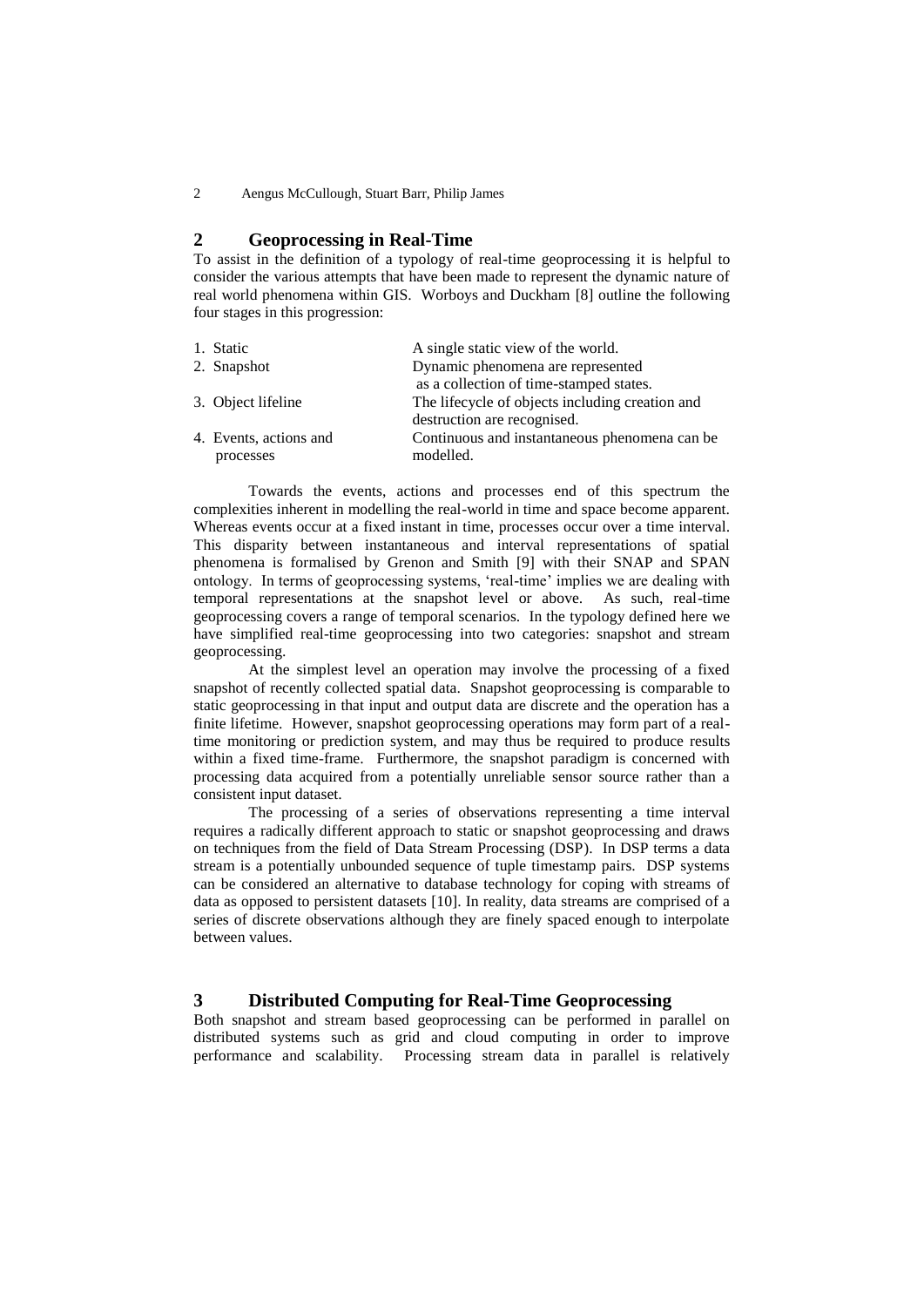## 2 Geoprocessing in Real-Time

To assist in the definition of a typology of real-time geoprocessing it is helpful to consider the various attempts that have been made to represent the dynamic nature of real world phenomena within GIS. Worboys and Duckham [8] outline the following four stages in this progression:

| | |
|---|---|
| 1. Static | A single static view of the world. |
| 2. Snapshot | Dynamic phenomena are represented as a collection of time-stamped states. |
| 3. Object lifeline | The lifecycle of objects including creation and destruction are recognised. |
| 4. Events, actions and processes | Continuous and instantaneous phenomena can be modelled. |

Towards the events, actions and processes end of this spectrum the complexities inherent in modelling the real-world in time and space become apparent. Whereas events occur at a fixed instant in time, processes occur over a time interval. This disparity between instantaneous and interval representations of spatial phenomena is formalised by Grenon and Smith [9] with their SNAP and SPAN ontology. In terms of geoprocessing systems, 'real-time' implies we are dealing with temporal representations at the snapshot level or above. As such, real-time geoprocessing covers a range of temporal scenarios. In the typology defined here we have simplified real-time geoprocessing into two categories: snapshot and stream geoprocessing.

At the simplest level an operation may involve the processing of a fixed snapshot of recently collected spatial data. Snapshot geoprocessing is comparable to static geoprocessing in that input and output data are discrete and the operation has a finite lifetime. However, snapshot geoprocessing operations may form part of a real-time monitoring or prediction system, and may thus be required to produce results within a fixed time-frame. Furthermore, the snapshot paradigm is concerned with processing data acquired from a potentially unreliable sensor source rather than a consistent input dataset.

The processing of a series of observations representing a time interval requires a radically different approach to static or snapshot geoprocessing and draws on techniques from the field of Data Stream Processing (DSP). In DSP terms a data stream is a potentially unbounded sequence of tuple timestamp pairs. DSP systems can be considered an alternative to database technology for coping with streams of data as opposed to persistent datasets [10]. In reality, data streams are comprised of a series of discrete observations although they are finely spaced enough to interpolate between values.

## 3 Distributed Computing for Real-Time Geoprocessing

Both snapshot and stream based geoprocessing can be performed in parallel on distributed systems such as grid and cloud computing in order to improve performance and scalability. Processing stream data in parallel is relatively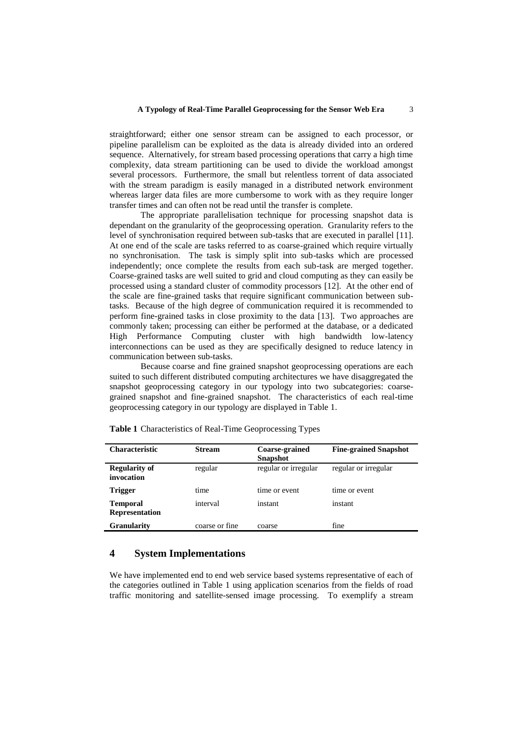straightforward; either one sensor stream can be assigned to each processor, or pipeline parallelism can be exploited as the data is already divided into an ordered sequence. Alternatively, for stream based processing operations that carry a high time complexity, data stream partitioning can be used to divide the workload amongst several processors. Furthermore, the small but relentless torrent of data associated with the stream paradigm is easily managed in a distributed network environment whereas larger data files are more cumbersome to work with as they require longer transfer times and can often not be read until the transfer is complete.

The appropriate parallelisation technique for processing snapshot data is dependant on the granularity of the geoprocessing operation. Granularity refers to the level of synchronisation required between sub-tasks that are executed in parallel [11]. At one end of the scale are tasks referred to as coarse-grained which require virtually no synchronisation. The task is simply split into sub-tasks which are processed independently; once complete the results from each sub-task are merged together. Coarse-grained tasks are well suited to grid and cloud computing as they can easily be processed using a standard cluster of commodity processors [12]. At the other end of the scale are fine-grained tasks that require significant communication between sub-tasks. Because of the high degree of communication required it is recommended to perform fine-grained tasks in close proximity to the data [13]. Two approaches are commonly taken; processing can either be performed at the database, or a dedicated High Performance Computing cluster with high bandwidth low-latency interconnections can be used as they are specifically designed to reduce latency in communication between sub-tasks.

Because coarse and fine grained snapshot geoprocessing operations are each suited to such different distributed computing architectures we have disaggregated the snapshot geoprocessing category in our typology into two subcategories: coarse-grained snapshot and fine-grained snapshot. The characteristics of each real-time geoprocessing category in our typology are displayed in Table 1.

**Table 1** Characteristics of Real-Time Geoprocessing Types

| Characteristic | Stream | Coarse-grained Snapshot | Fine-grained Snapshot |
|---|---|---|---|
| **Regularity of invocation** | regular | regular or irregular | regular or irregular |
| **Trigger** | time | time or event | time or event |
| **Temporal Representation** | interval | instant | instant |
| **Granularity** | coarse or fine | coarse | fine |

## 4 System Implementations

We have implemented end to end web service based systems representative of each of the categories outlined in Table 1 using application scenarios from the fields of road traffic monitoring and satellite-sensed image processing. To exemplify a stream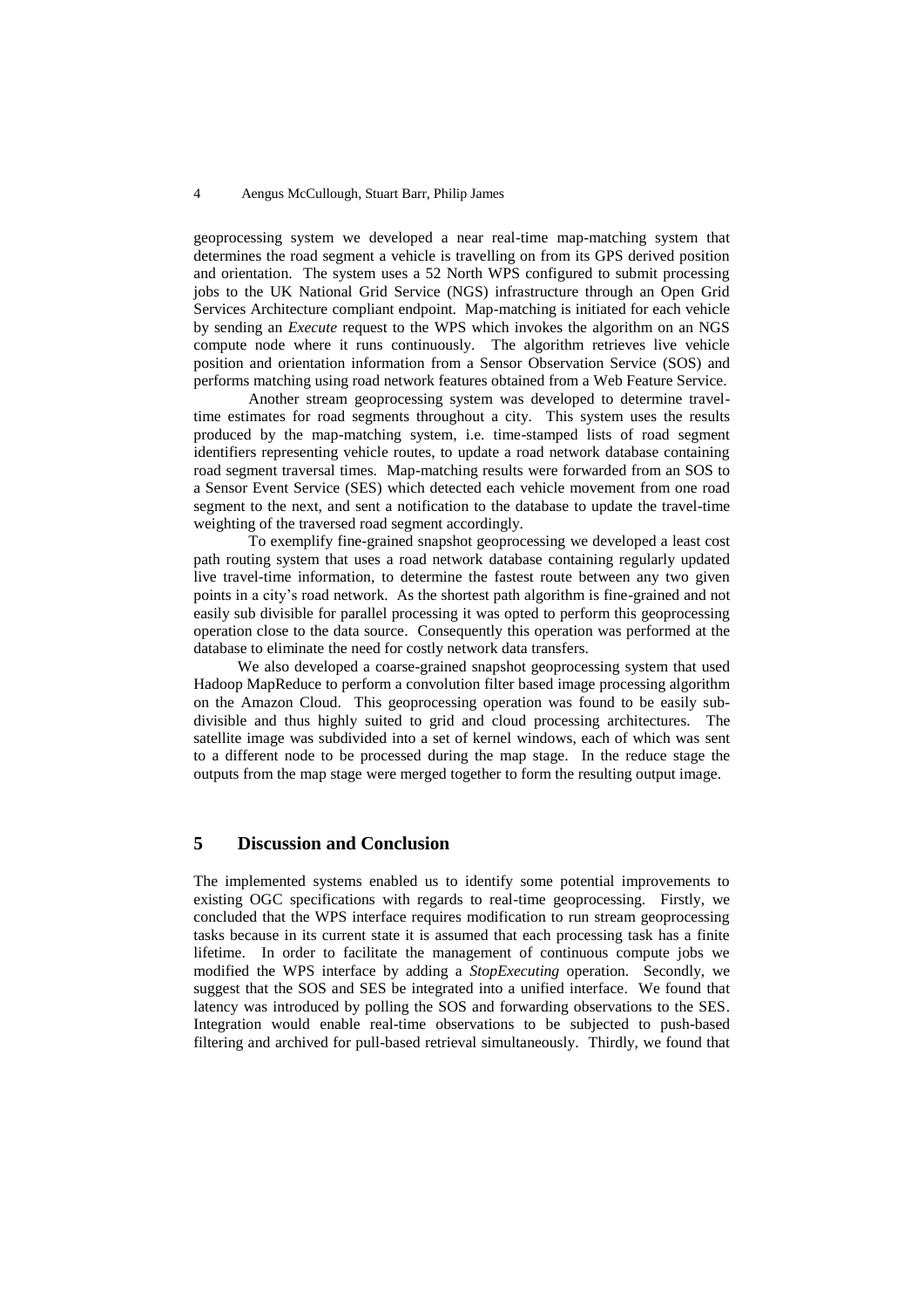geoprocessing system we developed a near real-time map-matching system that determines the road segment a vehicle is travelling on from its GPS derived position and orientation. The system uses a 52 North WPS configured to submit processing jobs to the UK National Grid Service (NGS) infrastructure through an Open Grid Services Architecture compliant endpoint. Map-matching is initiated for each vehicle by sending an *Execute* request to the WPS which invokes the algorithm on an NGS compute node where it runs continuously. The algorithm retrieves live vehicle position and orientation information from a Sensor Observation Service (SOS) and performs matching using road network features obtained from a Web Feature Service.

Another stream geoprocessing system was developed to determine travel-time estimates for road segments throughout a city. This system uses the results produced by the map-matching system, i.e. time-stamped lists of road segment identifiers representing vehicle routes, to update a road network database containing road segment traversal times. Map-matching results were forwarded from an SOS to a Sensor Event Service (SES) which detected each vehicle movement from one road segment to the next, and sent a notification to the database to update the travel-time weighting of the traversed road segment accordingly.

To exemplify fine-grained snapshot geoprocessing we developed a least cost path routing system that uses a road network database containing regularly updated live travel-time information, to determine the fastest route between any two given points in a city's road network. As the shortest path algorithm is fine-grained and not easily sub divisible for parallel processing it was opted to perform this geoprocessing operation close to the data source. Consequently this operation was performed at the database to eliminate the need for costly network data transfers.

We also developed a coarse-grained snapshot geoprocessing system that used Hadoop MapReduce to perform a convolution filter based image processing algorithm on the Amazon Cloud. This geoprocessing operation was found to be easily sub-divisible and thus highly suited to grid and cloud processing architectures. The satellite image was subdivided into a set of kernel windows, each of which was sent to a different node to be processed during the map stage. In the reduce stage the outputs from the map stage were merged together to form the resulting output image.

## 5 Discussion and Conclusion

The implemented systems enabled us to identify some potential improvements to existing OGC specifications with regards to real-time geoprocessing. Firstly, we concluded that the WPS interface requires modification to run stream geoprocessing tasks because in its current state it is assumed that each processing task has a finite lifetime. In order to facilitate the management of continuous compute jobs we modified the WPS interface by adding a *StopExecuting* operation. Secondly, we suggest that the SOS and SES be integrated into a unified interface. We found that latency was introduced by polling the SOS and forwarding observations to the SES. Integration would enable real-time observations to be subjected to push-based filtering and archived for pull-based retrieval simultaneously. Thirdly, we found that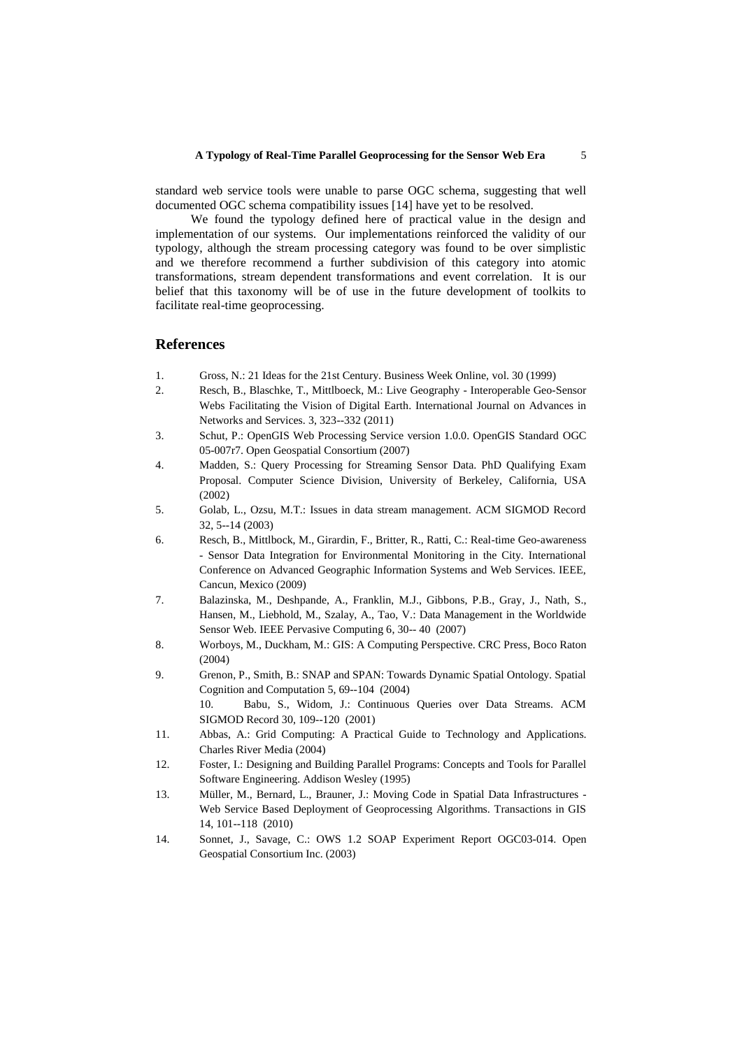standard web service tools were unable to parse OGC schema, suggesting that well documented OGC schema compatibility issues [14] have yet to be resolved.

We found the typology defined here of practical value in the design and implementation of our systems. Our implementations reinforced the validity of our typology, although the stream processing category was found to be over simplistic and we therefore recommend a further subdivision of this category into atomic transformations, stream dependent transformations and event correlation. It is our belief that this taxonomy will be of use in the future development of toolkits to facilitate real-time geoprocessing.

## References

1. Gross, N.: 21 Ideas for the 21st Century. Business Week Online, vol. 30 (1999)
2. Resch, B., Blaschke, T., Mittlboeck, M.: Live Geography - Interoperable Geo-Sensor Webs Facilitating the Vision of Digital Earth. International Journal on Advances in Networks and Services. 3, 323--332 (2011)
3. Schut, P.: OpenGIS Web Processing Service version 1.0.0. OpenGIS Standard OGC 05-007r7. Open Geospatial Consortium (2007)
4. Madden, S.: Query Processing for Streaming Sensor Data. PhD Qualifying Exam Proposal. Computer Science Division, University of Berkeley, California, USA (2002)
5. Golab, L., Ozsu, M.T.: Issues in data stream management. ACM SIGMOD Record 32, 5--14 (2003)
6. Resch, B., Mittlbock, M., Girardin, F., Britter, R., Ratti, C.: Real-time Geo-awareness - Sensor Data Integration for Environmental Monitoring in the City. International Conference on Advanced Geographic Information Systems and Web Services. IEEE, Cancun, Mexico (2009)
7. Balazinska, M., Deshpande, A., Franklin, M.J., Gibbons, P.B., Gray, J., Nath, S., Hansen, M., Liebhold, M., Szalay, A., Tao, V.: Data Management in the Worldwide Sensor Web. IEEE Pervasive Computing 6, 30-- 40 (2007)
8. Worboys, M., Duckham, M.: GIS: A Computing Perspective. CRC Press, Boco Raton (2004)
9. Grenon, P., Smith, B.: SNAP and SPAN: Towards Dynamic Spatial Ontology. Spatial Cognition and Computation 5, 69--104 (2004)
10. Babu, S., Widom, J.: Continuous Queries over Data Streams. ACM SIGMOD Record 30, 109--120 (2001)
11. Abbas, A.: Grid Computing: A Practical Guide to Technology and Applications. Charles River Media (2004)
12. Foster, I.: Designing and Building Parallel Programs: Concepts and Tools for Parallel Software Engineering. Addison Wesley (1995)
13. Müller, M., Bernard, L., Brauner, J.: Moving Code in Spatial Data Infrastructures - Web Service Based Deployment of Geoprocessing Algorithms. Transactions in GIS 14, 101--118 (2010)
14. Sonnet, J., Savage, C.: OWS 1.2 SOAP Experiment Report OGC03-014. Open Geospatial Consortium Inc. (2003)